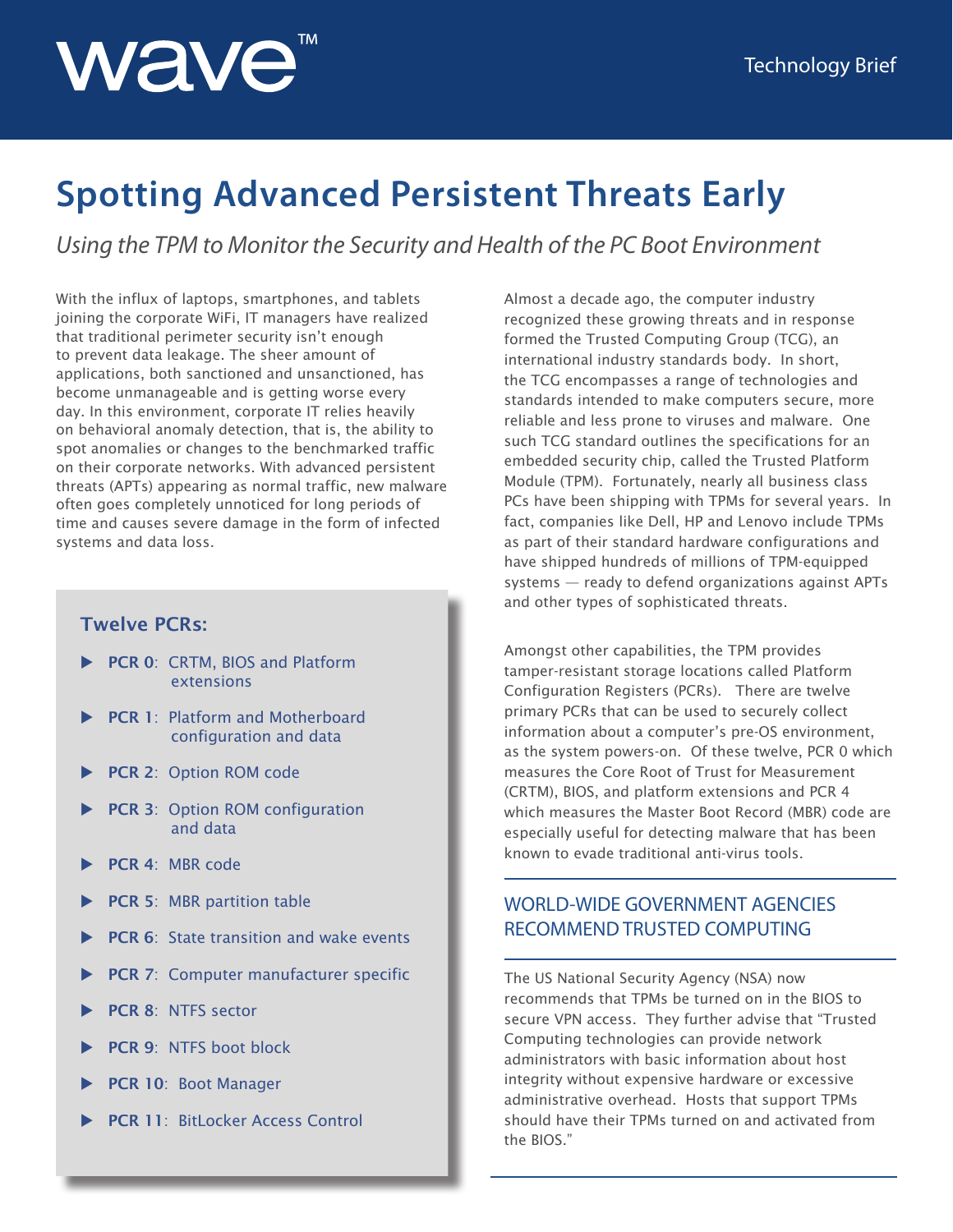wave™

Technology Brief

# Spotting Advanced Persistent Threats Early

*Using the TPM to Monitor the Security and Health of the PC Boot Environment*

With the influx of laptops, smartphones, and tablets joining the corporate WiFi, IT managers have realized that traditional perimeter security isn't enough to prevent data leakage. The sheer amount of applications, both sanctioned and unsanctioned, has become unmanageable and is getting worse every day. In this environment, corporate IT relies heavily on behavioral anomaly detection, that is, the ability to spot anomalies or changes to the benchmarked traffic on their corporate networks. With advanced persistent threats (APTs) appearing as normal traffic, new malware often goes completely unnoticed for long periods of time and causes severe damage in the form of infected systems and data loss.

### Twelve PCRs:

- **PCR 0**: CRTM, BIOS and Platform extensions
- **PCR 1**: Platform and Motherboard configuration and data
- **PCR 2**: Option ROM code
- **PCR 3**: Option ROM configuration and data
- **PCR 4**: MBR code
- **PCR 5**: MBR partition table
- **PCR 6**: State transition and wake events
- **PCR 7**: Computer manufacturer specific
- **PCR 8**: NTFS sector
- **PCR 9**: NTFS boot block
- **PCR 10**: Boot Manager
- **PCR 11**: BitLocker Access Control

Almost a decade ago, the computer industry recognized these growing threats and in response formed the Trusted Computing Group (TCG), an international industry standards body. In short, the TCG encompasses a range of technologies and standards intended to make computers secure, more reliable and less prone to viruses and malware. One such TCG standard outlines the specifications for an embedded security chip, called the Trusted Platform Module (TPM). Fortunately, nearly all business class PCs have been shipping with TPMs for several years. In fact, companies like Dell, HP and Lenovo include TPMs as part of their standard hardware configurations and have shipped hundreds of millions of TPM-equipped systems — ready to defend organizations against APTs and other types of sophisticated threats.

Amongst other capabilities, the TPM provides tamper-resistant storage locations called Platform Configuration Registers (PCRs). There are twelve primary PCRs that can be used to securely collect information about a computer's pre-OS environment, as the system powers-on. Of these twelve, PCR 0 which measures the Core Root of Trust for Measurement (CRTM), BIOS, and platform extensions and PCR 4 which measures the Master Boot Record (MBR) code are especially useful for detecting malware that has been known to evade traditional anti-virus tools.

## WORLD-WIDE GOVERNMENT AGENCIES RECOMMEND TRUSTED COMPUTING

The US National Security Agency (NSA) now recommends that TPMs be turned on in the BIOS to secure VPN access. They further advise that "Trusted Computing technologies can provide network administrators with basic information about host integrity without expensive hardware or excessive administrative overhead. Hosts that support TPMs should have their TPMs turned on and activated from the BIOS."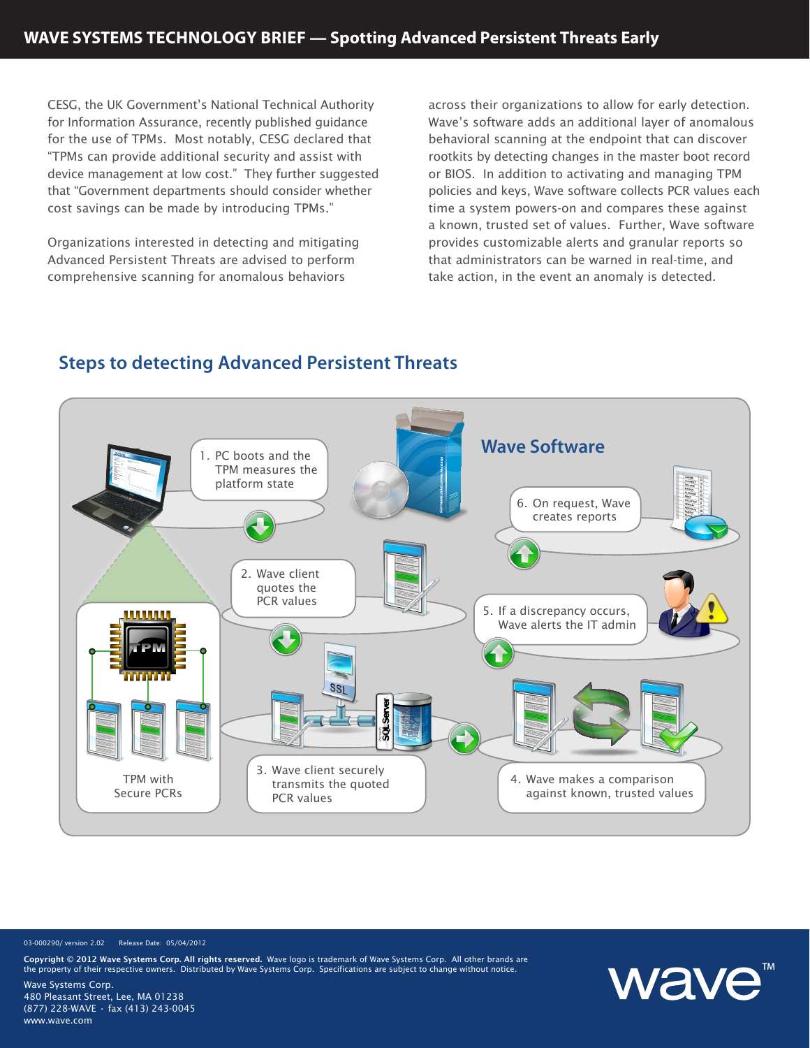CESG, the UK Government's National Technical Authority for Information Assurance, recently published guidance for the use of TPMs. Most notably, CESG declared that "TPMs can provide additional security and assist with device management at low cost." They further suggested that "Government departments should consider whether cost savings can be made by introducing TPMs."

Organizations interested in detecting and mitigating Advanced Persistent Threats are advised to perform comprehensive scanning for anomalous behaviors across their organizations to allow for early detection. Wave's software adds an additional layer of anomalous behavioral scanning at the endpoint that can discover rootkits by detecting changes in the master boot record or BIOS. In addition to activating and managing TPM policies and keys, Wave software collects PCR values each time a system powers-on and compares these against a known, trusted set of values. Further, Wave software provides customizable alerts and granular reports so that administrators can be warned in real-time, and take action, in the event an anomaly is detected.

## Steps to detecting Advanced Persistent Threats

Wave Software

1. PC boots and the TPM measures the platform state
2. Wave client quotes the PCR values
3. Wave client securely transmits the quoted PCR values
4. Wave makes a comparison against known, trusted values
5. If a discrepancy occurs, Wave alerts the IT admin
6. On request, Wave creates reports

TPM with Secure PCRs

SSL

SQL Server

03-000290/ version 2.02 Release Date: 05/04/2012

**Copyright © 2012 Wave Systems Corp. All rights reserved.** Wave logo is trademark of Wave Systems Corp. All other brands are the property of their respective owners. Distributed by Wave Systems Corp. Specifications are subject to change without notice.

Wave Systems Corp.
480 Pleasant Street, Lee, MA 01238
(877) 228-WAVE · fax (413) 243-0045
www.wave.com

wave™